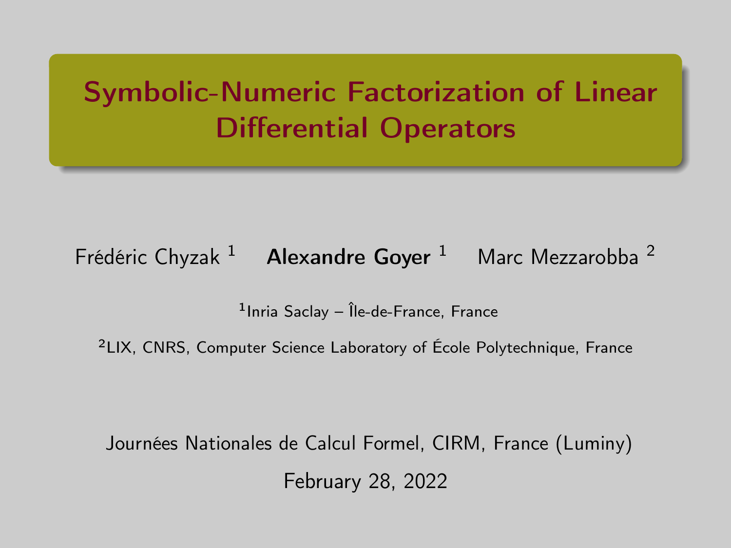# Symbolic-Numeric Factorization of Linear Differential Operators

Frédéric Chyzak [1] **Alexandre Goyer** [1] Marc Mezzarobba [2]

[1]Inria Saclay – Île-de-France, France

[2]LIX, CNRS, Computer Science Laboratory of École Polytechnique, France

Journées Nationales de Calcul Formel, CIRM, France (Luminy)

February 28, 2022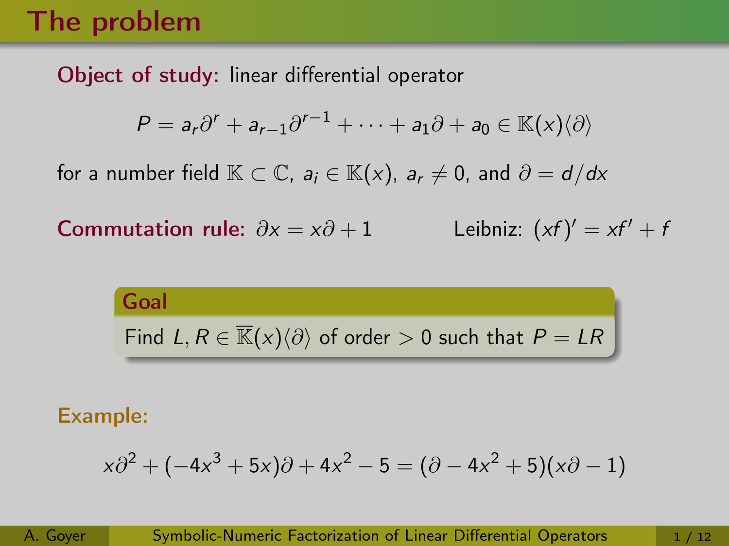# The problem

**Object of study:** linear differential operator

$$P = a_r\partial^r + a_{r-1}\partial^{r-1} + \cdots + a_1\partial + a_0 \in \mathbb{K}(x)\langle\partial\rangle$$

for a number field $\mathbb{K} \subset \mathbb{C}$, $a_i \in \mathbb{K}(x)$, $a_r \neq 0$, and $\partial = d/dx$

**Commutation rule:** $\partial x = x\partial + 1$ Leibniz: $(xf)' = xf' + f$

**Goal**

Find $L, R \in \overline{\mathbb{K}}(x)\langle\partial\rangle$ of order $> 0$ such that $P = LR$

**Example:**

$$x\partial^2 + (-4x^3 + 5x)\partial + 4x^2 - 5 = (\partial - 4x^2 + 5)(x\partial - 1)$$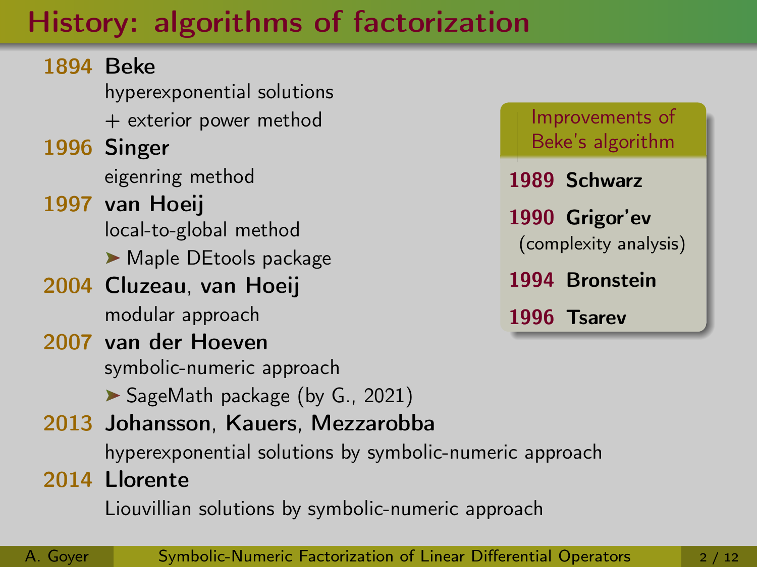# History: algorithms of factorization

**1894 Beke**
hyperexponential solutions
+ exterior power method

**1996 Singer**
eigenring method

**1997 van Hoeij**
local-to-global method
➤ Maple DEtools package

**2004 Cluzeau, van Hoeij**
modular approach

**2007 van der Hoeven**
symbolic-numeric approach
➤ SageMath package (by G., 2021)

**2013 Johansson, Kauers, Mezzarobba**
hyperexponential solutions by symbolic-numeric approach

**2014 Llorente**
Liouvillian solutions by symbolic-numeric approach

**Improvements of Beke's algorithm**

- **1989 Schwarz**
- **1990 Grigor'ev** (complexity analysis)
- **1994 Bronstein**
- **1996 Tsarev**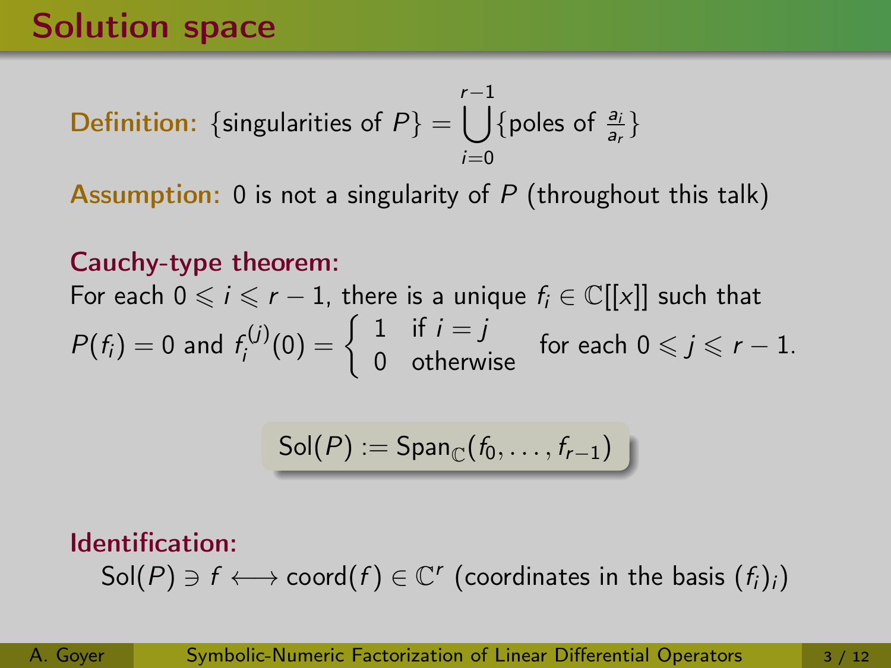# Solution space

**Definition:** $\{\text{singularities of } P\} = \bigcup_{i=0}^{r-1} \{\text{poles of } \frac{a_i}{a_r}\}$

**Assumption:** 0 is not a singularity of $P$ (throughout this talk)

**Cauchy-type theorem:**

For each $0 \leqslant i \leqslant r-1$, there is a unique $f_i \in \mathbb{C}[[x]]$ such that $P(f_i) = 0$ and $f_i^{(j)}(0) = \begin{cases} 1 & \text{if } i = j \\ 0 & \text{otherwise} \end{cases}$ for each $0 \leqslant j \leqslant r-1$.

$$\mathrm{Sol}(P) := \mathrm{Span}_{\mathbb{C}}(f_0, \ldots, f_{r-1})$$

**Identification:**

$\mathrm{Sol}(P) \ni f \longleftrightarrow \mathrm{coord}(f) \in \mathbb{C}^r$ (coordinates in the basis $(f_i)_i$)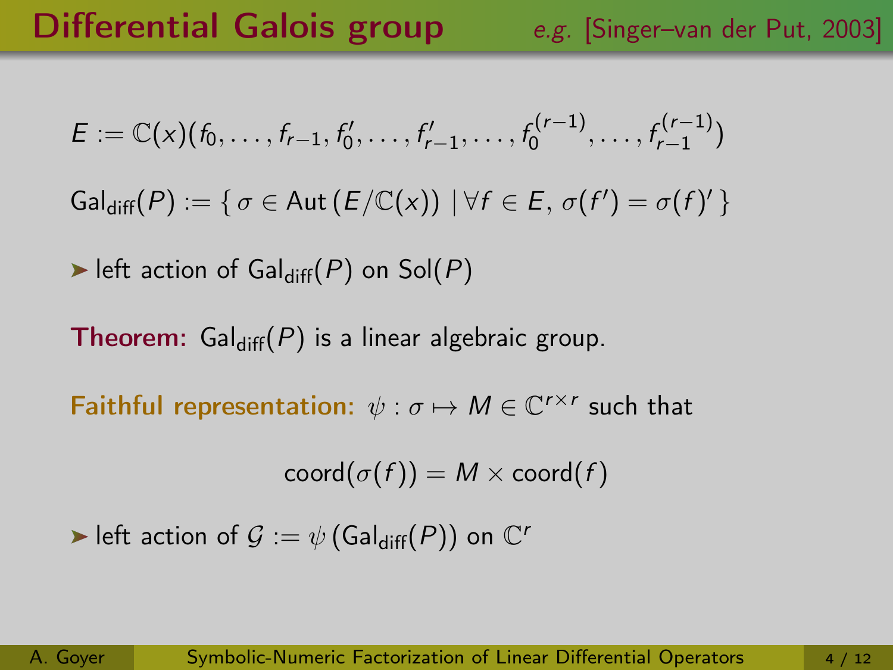# Differential Galois group

*e.g.* [Singer–van der Put, 2003]

$$E := \mathbb{C}(x)(f_0, \ldots, f_{r-1}, f_0', \ldots, f_{r-1}', \ldots, f_0^{(r-1)}, \ldots, f_{r-1}^{(r-1)})$$

$$\mathrm{Gal}_{\mathrm{diff}}(P) := \{\, \sigma \in \mathrm{Aut}\,(E/\mathbb{C}(x)) \mid \forall f \in E,\, \sigma(f') = \sigma(f)' \,\}$$

➤ left action of $\mathrm{Gal}_{\mathrm{diff}}(P)$ on $\mathrm{Sol}(P)$

**Theorem:** $\mathrm{Gal}_{\mathrm{diff}}(P)$ is a linear algebraic group.

**Faithful representation:** $\psi : \sigma \mapsto M \in \mathbb{C}^{r \times r}$ such that

$$\mathrm{coord}(\sigma(f)) = M \times \mathrm{coord}(f)$$

➤ left action of $\mathcal{G} := \psi\,(\mathrm{Gal}_{\mathrm{diff}}(P))$ on $\mathbb{C}^r$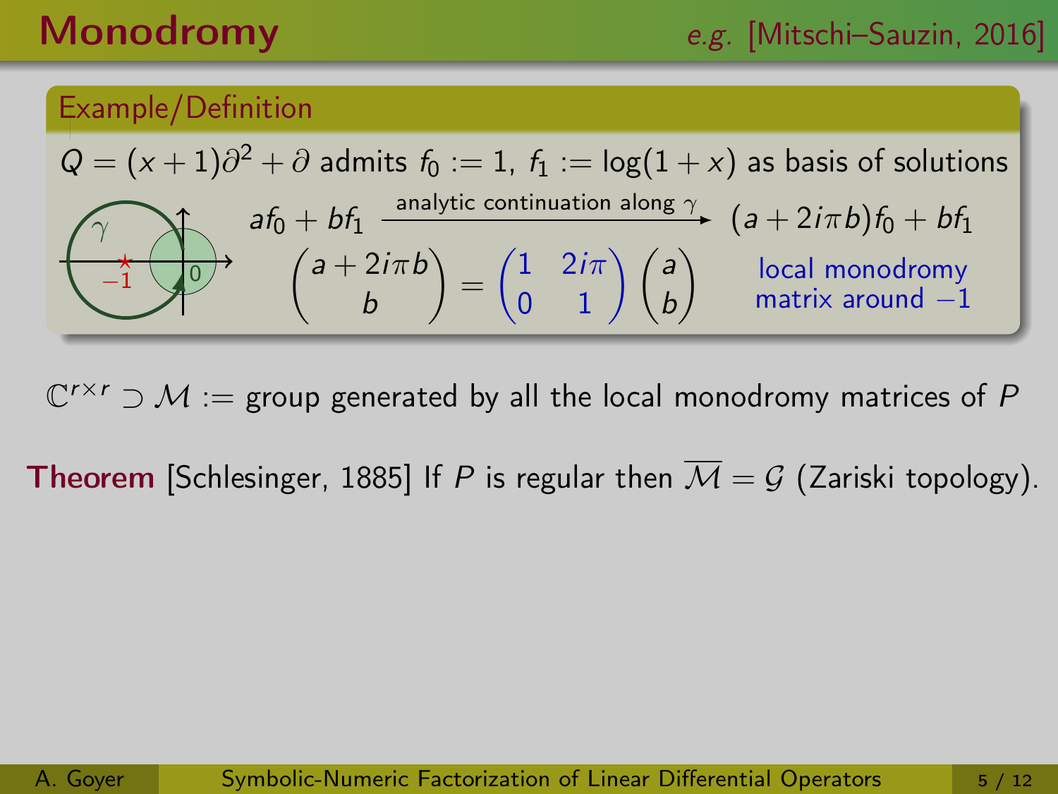# Monodromy

*e.g.* [Mitschi–Sauzin, 2016]

**Example/Definition**

$Q = (x+1)\partial^2 + \partial$ admits $f_0 := 1$, $f_1 := \log(1+x)$ as basis of solutions

$$af_0 + bf_1 \xrightarrow{\text{analytic continuation along } \gamma} (a + 2i\pi b)f_0 + bf_1$$

$$\begin{pmatrix} a + 2i\pi b \\ b \end{pmatrix} = \begin{pmatrix} 1 & 2i\pi \\ 0 & 1 \end{pmatrix} \begin{pmatrix} a \\ b \end{pmatrix}$$

local monodromy matrix around $-1$

$\mathbb{C}^{r\times r} \supset \mathcal{M} :=$ group generated by all the local monodromy matrices of $P$

**Theorem** [Schlesinger, 1885] If $P$ is regular then $\overline{\mathcal{M}} = \mathcal{G}$ (Zariski topology).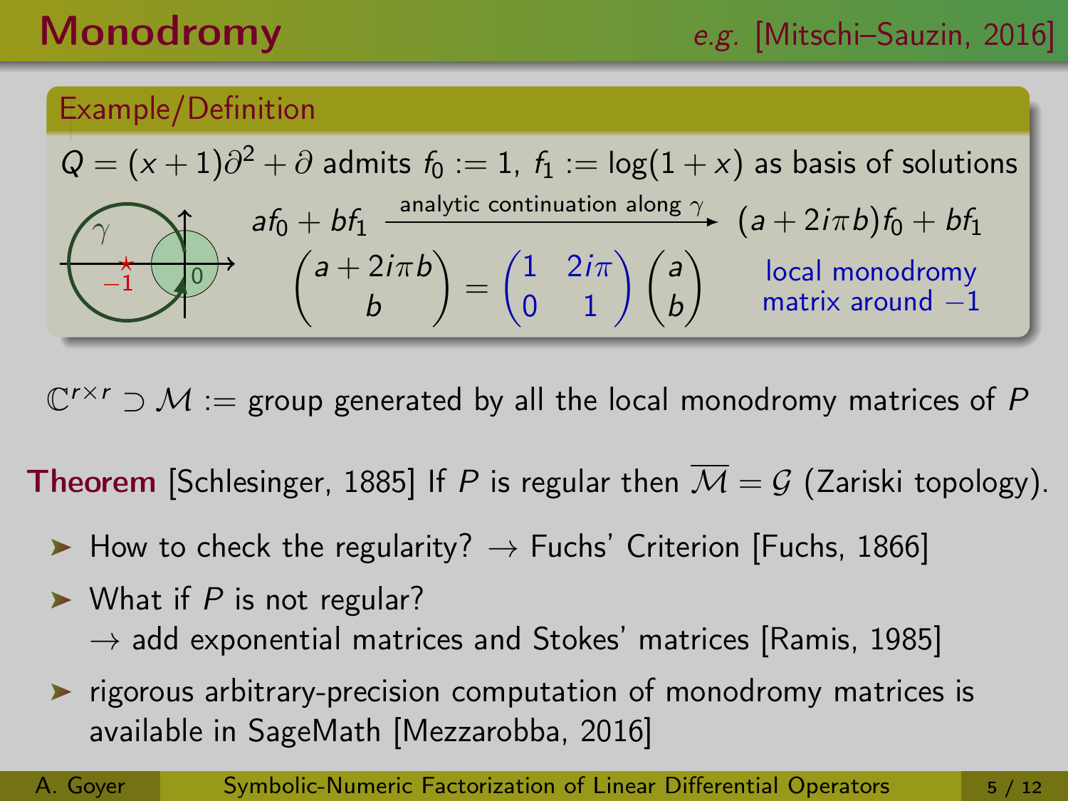# Monodromy

*e.g.* [Mitschi–Sauzin, 2016]

**Example/Definition**

$Q = (x+1)\partial^2 + \partial$ admits $f_0 := 1$, $f_1 := \log(1+x)$ as basis of solutions

$$af_0 + bf_1 \xrightarrow{\text{analytic continuation along } \gamma} (a + 2i\pi b)f_0 + bf_1$$

$$\begin{pmatrix} a + 2i\pi b \\ b \end{pmatrix} = \begin{pmatrix} 1 & 2i\pi \\ 0 & 1 \end{pmatrix} \begin{pmatrix} a \\ b \end{pmatrix}$$

local monodromy matrix around $-1$

$\mathbb{C}^{r\times r} \supset \mathcal{M} :=$ group generated by all the local monodromy matrices of $P$

**Theorem** [Schlesinger, 1885] If $P$ is regular then $\overline{\mathcal{M}} = \mathcal{G}$ (Zariski topology).

- How to check the regularity? $\rightarrow$ Fuchs' Criterion [Fuchs, 1866]
- What if $P$ is not regular?
  $\rightarrow$ add exponential matrices and Stokes' matrices [Ramis, 1985]
- rigorous arbitrary-precision computation of monodromy matrices is available in SageMath [Mezzarobba, 2016]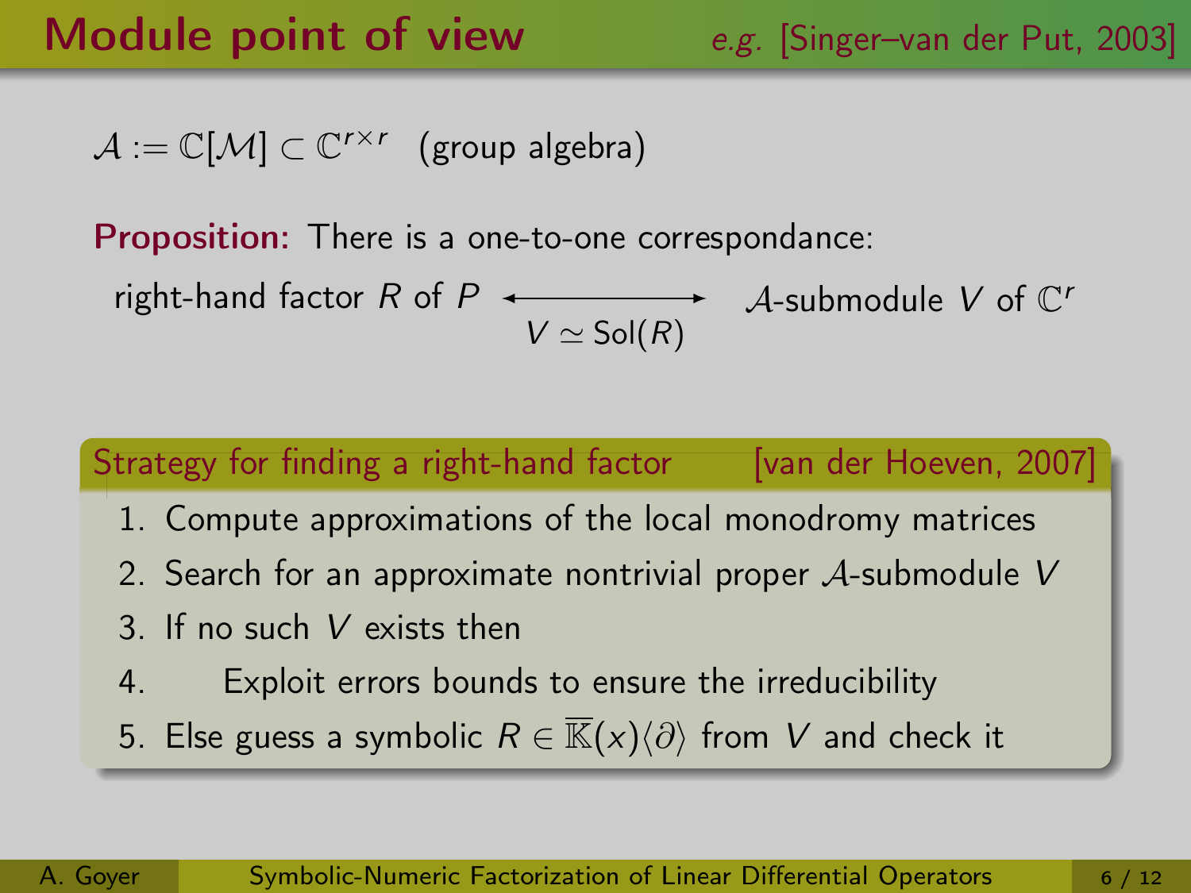# Module point of view

*e.g.* [Singer–van der Put, 2003]

$\mathcal{A} := \mathbb{C}[\mathcal{M}] \subset \mathbb{C}^{r\times r}$ (group algebra)

**Proposition:** There is a one-to-one correspondance:

$$\text{right-hand factor } R \text{ of } P \quad \xleftrightarrow[V \simeq \mathrm{Sol}(R)]{} \quad \mathcal{A}\text{-submodule } V \text{ of } \mathbb{C}^r$$

### Strategy for finding a right-hand factor [van der Hoeven, 2007]

1. Compute approximations of the local monodromy matrices
2. Search for an approximate nontrivial proper $\mathcal{A}$-submodule $V$
3. If no such $V$ exists then
4.  Exploit errors bounds to ensure the irreducibility
5. Else guess a symbolic $R \in \overline{\mathbb{K}}(x)\langle\partial\rangle$ from $V$ and check it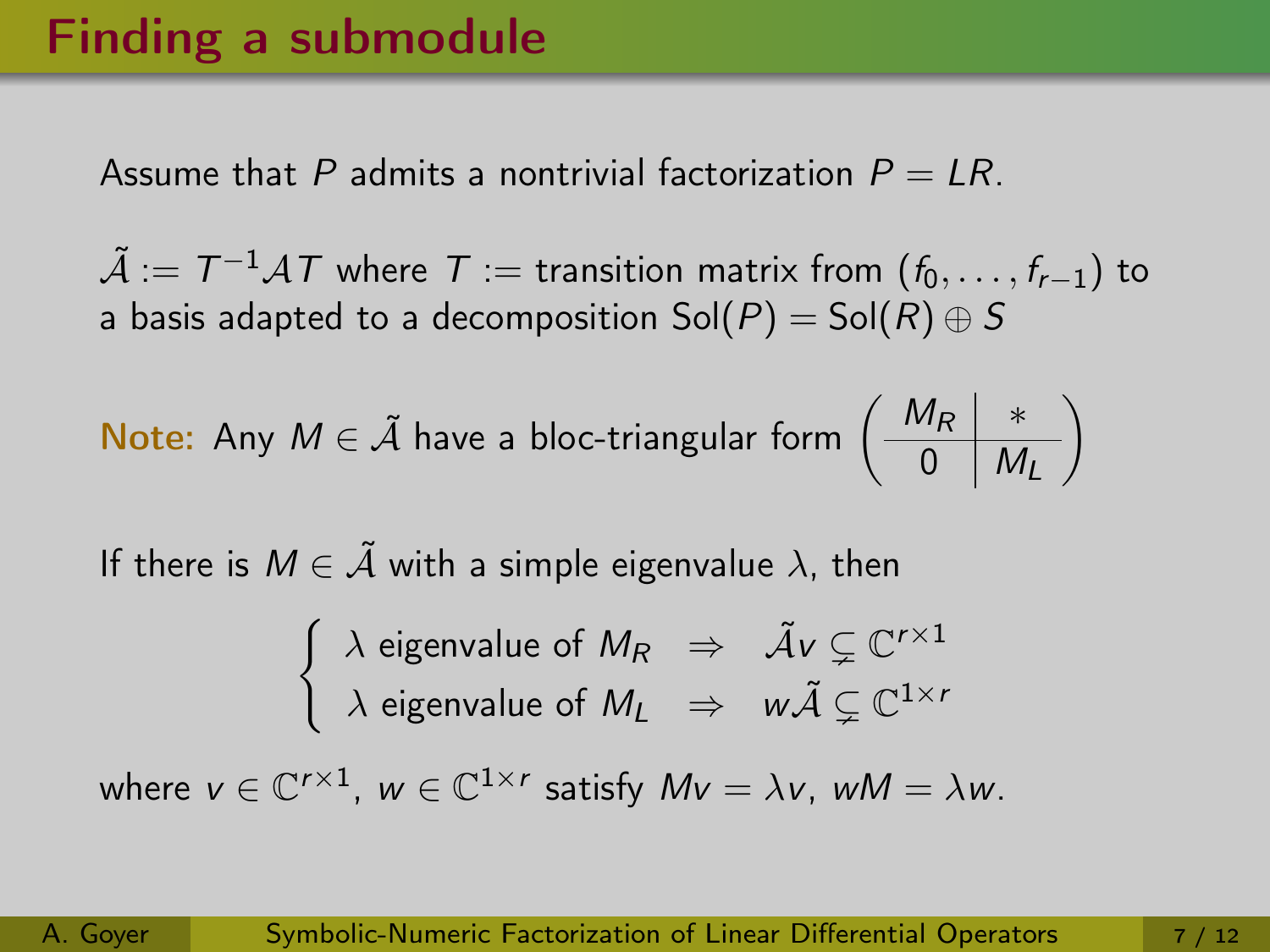# Finding a submodule

Assume that $P$ admits a nontrivial factorization $P = LR$.

$\tilde{\mathcal{A}} := T^{-1}\mathcal{A}T$ where $T :=$ transition matrix from $(f_0, \ldots, f_{r-1})$ to a basis adapted to a decomposition $\mathrm{Sol}(P) = \mathrm{Sol}(R) \oplus S$

**Note:** Any $M \in \tilde{\mathcal{A}}$ have a bloc-triangular form $\left(\begin{array}{c|c} M_R & * \\ \hline 0 & M_L \end{array}\right)$

If there is $M \in \tilde{\mathcal{A}}$ with a simple eigenvalue $\lambda$, then

$$\left\{ \begin{array}{lcl} \lambda \text{ eigenvalue of } M_R & \Rightarrow & \tilde{\mathcal{A}}v \subsetneq \mathbb{C}^{r\times 1} \\ \lambda \text{ eigenvalue of } M_L & \Rightarrow & w\tilde{\mathcal{A}} \subsetneq \mathbb{C}^{1\times r} \end{array} \right.$$

where $v \in \mathbb{C}^{r\times 1}$, $w \in \mathbb{C}^{1\times r}$ satisfy $Mv = \lambda v$, $wM = \lambda w$.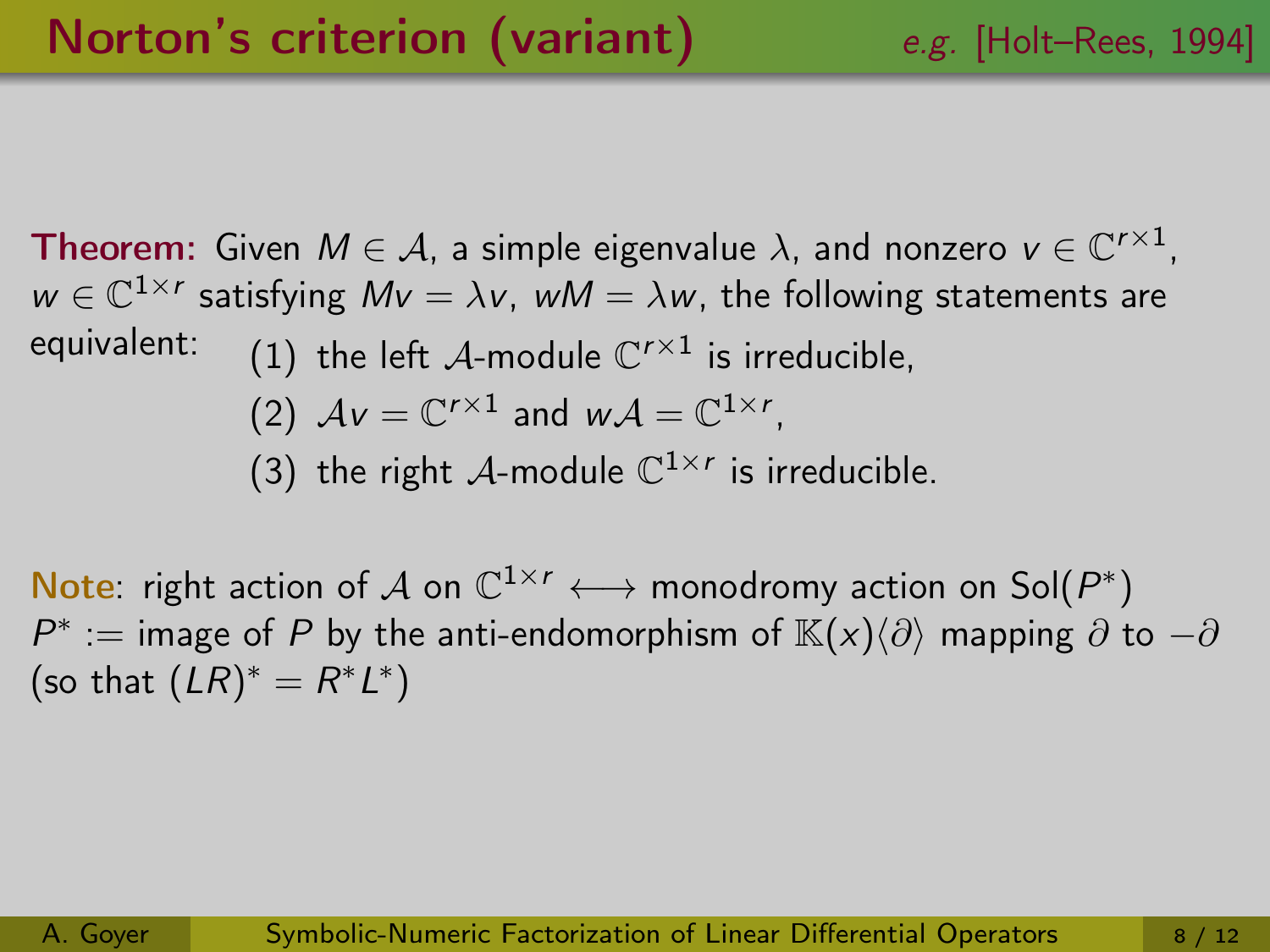## Norton's criterion (variant)

*e.g.* [Holt–Rees, 1994]

**Theorem:** Given $M \in \mathcal{A}$, a simple eigenvalue $\lambda$, and nonzero $v \in \mathbb{C}^{r\times 1}$, $w \in \mathbb{C}^{1\times r}$ satisfying $Mv = \lambda v$, $wM = \lambda w$, the following statements are equivalent:

1. the left $\mathcal{A}$-module $\mathbb{C}^{r\times 1}$ is irreducible,
2. $\mathcal{A}v = \mathbb{C}^{r\times 1}$ and $w\mathcal{A} = \mathbb{C}^{1\times r}$,
3. the right $\mathcal{A}$-module $\mathbb{C}^{1\times r}$ is irreducible.

**Note**: right action of $\mathcal{A}$ on $\mathbb{C}^{1\times r} \longleftrightarrow$ monodromy action on $\mathrm{Sol}(P^*)$
$P^* :=$ image of $P$ by the anti-endomorphism of $\mathbb{K}(x)\langle\partial\rangle$ mapping $\partial$ to $-\partial$ (so that $(LR)^* = R^*L^*$)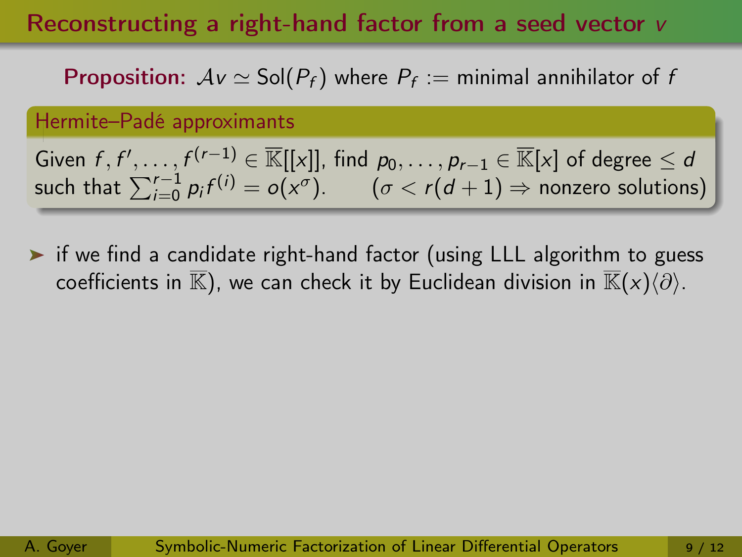# Reconstructing a right-hand factor from a seed vector $v$

**Proposition:** $\mathcal{A}v \simeq \mathrm{Sol}(P_f)$ where $P_f :=$ minimal annihilator of $f$

### Hermite–Padé approximants

Given $f, f', \ldots, f^{(r-1)} \in \overline{\mathbb{K}}[[x]]$, find $p_0, \ldots, p_{r-1} \in \overline{\mathbb{K}}[x]$ of degree $\leq d$ such that $\sum_{i=0}^{r-1} p_i f^{(i)} = o(x^\sigma)$. $\quad$ ($\sigma < r(d+1) \Rightarrow$ nonzero solutions)

- if we find a candidate right-hand factor (using LLL algorithm to guess coefficients in $\overline{\mathbb{K}}$), we can check it by Euclidean division in $\overline{\mathbb{K}}(x)\langle\partial\rangle$.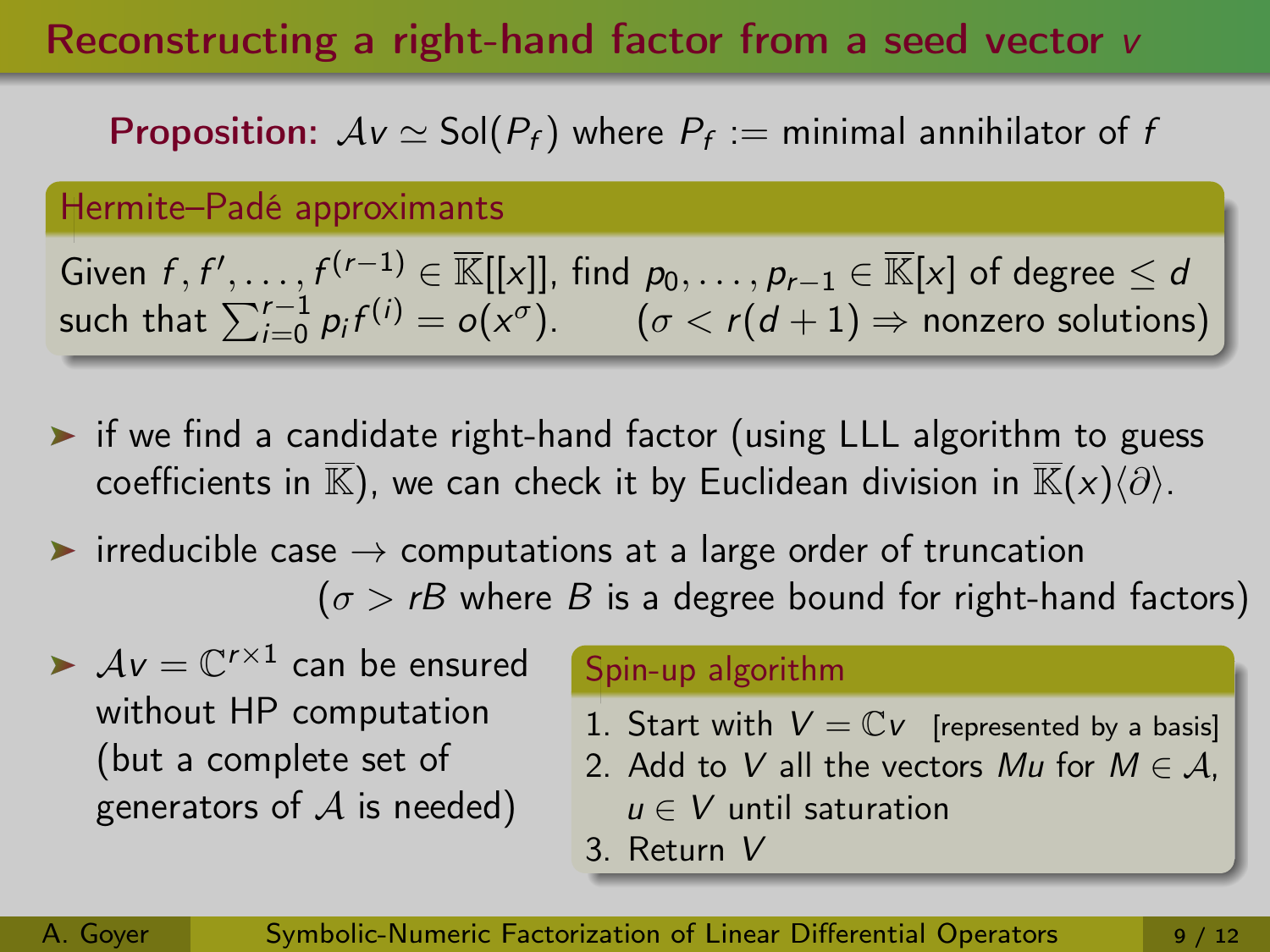# Reconstructing a right-hand factor from a seed vector $v$

**Proposition:** $\mathcal{A}v \simeq \mathrm{Sol}(P_f)$ where $P_f :=$ minimal annihilator of $f$

**Hermite–Padé approximants**

Given $f, f', \ldots, f^{(r-1)} \in \overline{\mathbb{K}}[[x]]$, find $p_0, \ldots, p_{r-1} \in \overline{\mathbb{K}}[x]$ of degree $\leq d$ such that $\sum_{i=0}^{r-1} p_i f^{(i)} = o(x^\sigma)$. ($\sigma < r(d+1) \Rightarrow$ nonzero solutions)

- if we find a candidate right-hand factor (using LLL algorithm to guess coefficients in $\overline{\mathbb{K}}$), we can check it by Euclidean division in $\overline{\mathbb{K}}(x)\langle\partial\rangle$.
- irreducible case $\rightarrow$ computations at a large order of truncation ($\sigma > rB$ where $B$ is a degree bound for right-hand factors)
- $\mathcal{A}v = \mathbb{C}^{r\times 1}$ can be ensured without HP computation (but a complete set of generators of $\mathcal{A}$ is needed)

**Spin-up algorithm**

1. Start with $V = \mathbb{C}v$ [represented by a basis]
2. Add to $V$ all the vectors $Mu$ for $M \in \mathcal{A}$, $u \in V$ until saturation
3. Return $V$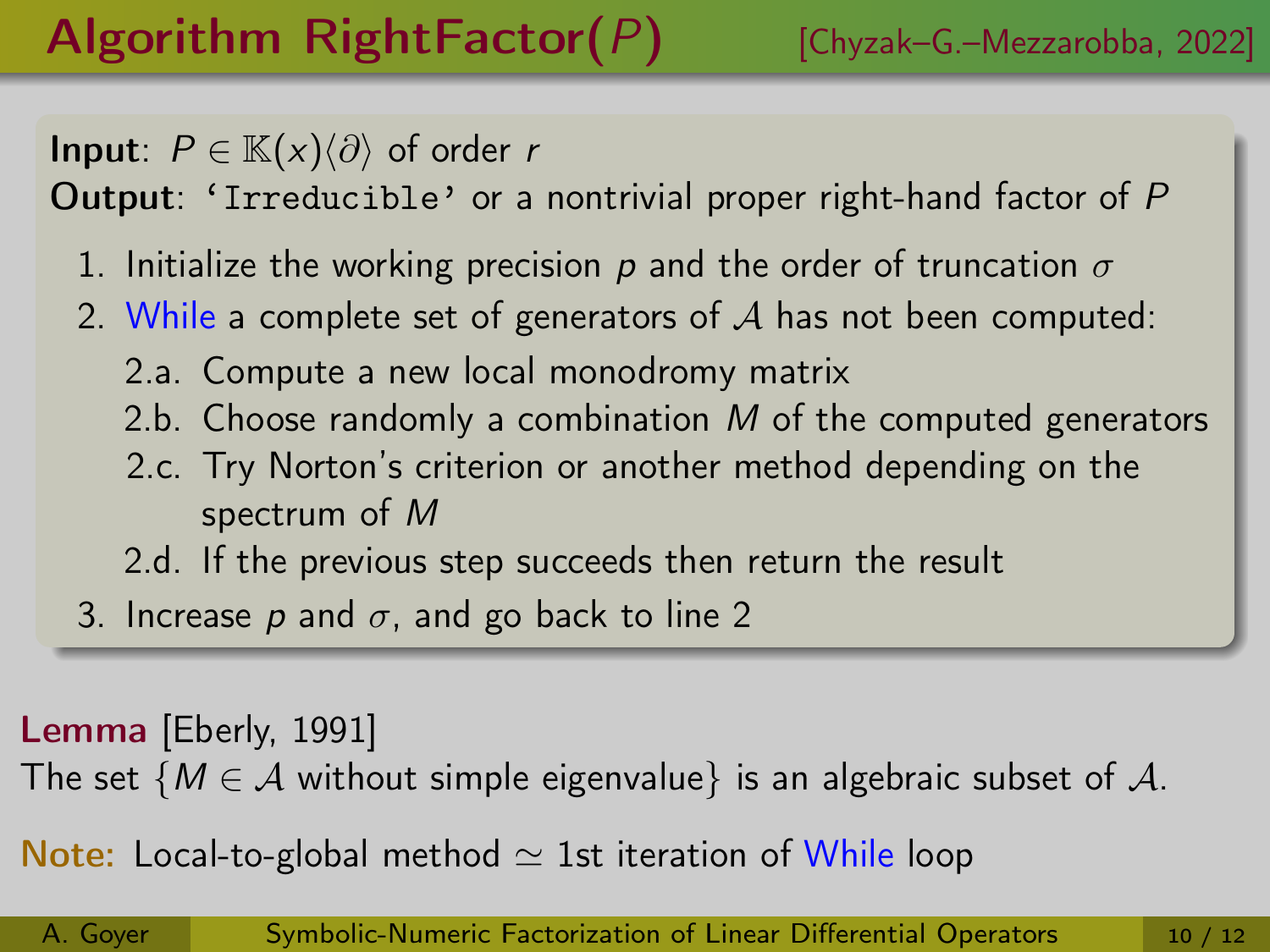# Algorithm RightFactor($P$)

[Chyzak–G.–Mezzarobba, 2022]

**Input**: $P \in \mathbb{K}(x)\langle\partial\rangle$ of order $r$

**Output**: `'Irreducible'` or a nontrivial proper right-hand factor of $P$

1. Initialize the working precision $p$ and the order of truncation $\sigma$
2. While a complete set of generators of $\mathcal{A}$ has not been computed:
   - 2.a. Compute a new local monodromy matrix
   - 2.b. Choose randomly a combination $M$ of the computed generators
   - 2.c. Try Norton's criterion or another method depending on the spectrum of $M$
   - 2.d. If the previous step succeeds then return the result
3. Increase $p$ and $\sigma$, and go back to line 2

**Lemma** [Eberly, 1991]

The set $\{M \in \mathcal{A} \text{ without simple eigenvalue}\}$ is an algebraic subset of $\mathcal{A}$.

**Note:** Local-to-global method $\simeq$ 1st iteration of While loop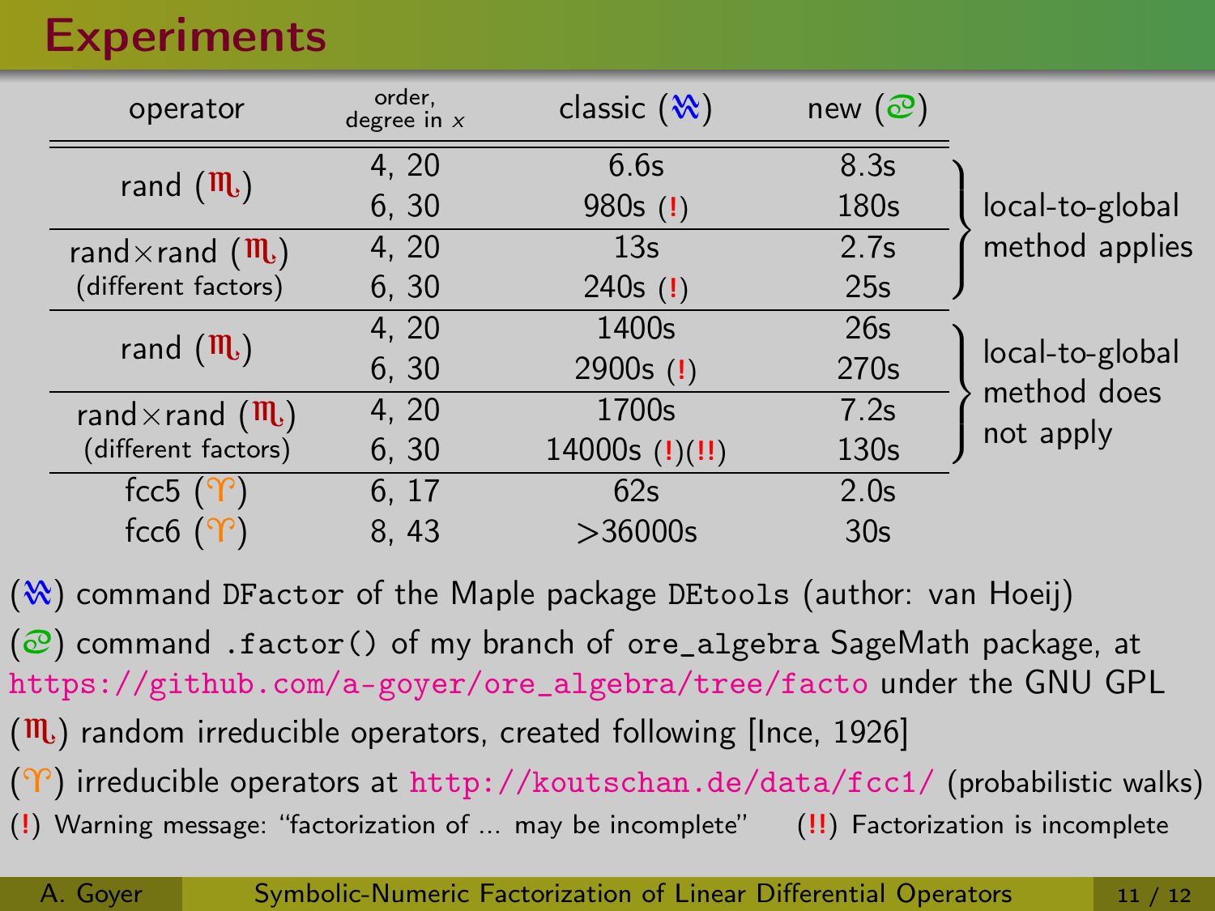# Experiments

| operator | order, degree in $x$ | classic (♒) | new (♋) | |
|---|---|---|---|---|
| rand (♏) | 4, 20 | 6.6s | 8.3s | local-to-global method applies |
| | 6, 30 | 980s (!) | 180s | |
| rand×rand (♏) (different factors) | 4, 20 | 13s | 2.7s | |
| | 6, 30 | 240s (!) | 25s | |
| rand (♏) | 4, 20 | 1400s | 26s | local-to-global method does not apply |
| | 6, 30 | 2900s (!) | 270s | |
| rand×rand (♏) (different factors) | 4, 20 | 1700s | 7.2s | |
| | 6, 30 | 14000s (!)(!!) | 130s | |
| fcc5 (♈) | 6, 17 | 62s | 2.0s | |
| fcc6 (♈) | 8, 43 | >36000s | 30s | |

(♒) command DFactor of the Maple package DEtools (author: van Hoeij)

(♋) command .factor() of my branch of ore_algebra SageMath package, at https://github.com/a-goyer/ore_algebra/tree/facto under the GNU GPL

(♏) random irreducible operators, created following [Ince, 1926]

(♈) irreducible operators at http://koutschan.de/data/fcc1/ (probabilistic walks)

(!) Warning message: "factorization of ... may be incomplete"  (!!) Factorization is incomplete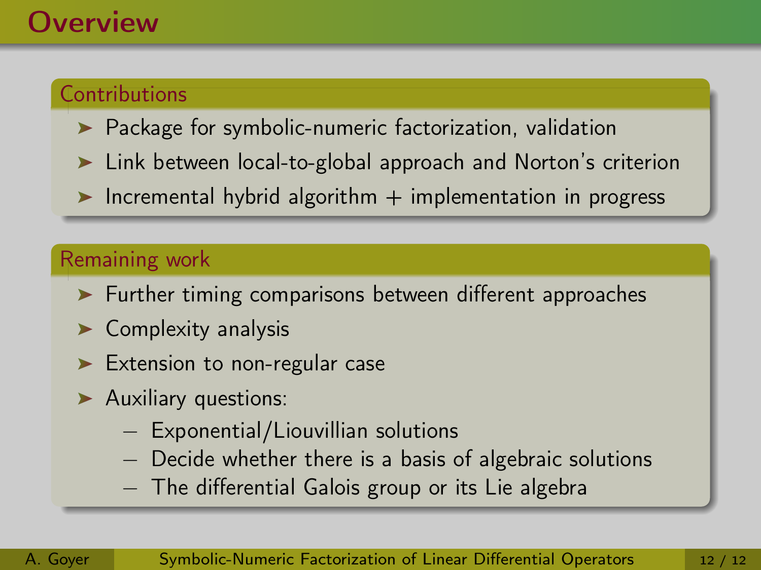# Overview

## Contributions

- Package for symbolic-numeric factorization, validation
- Link between local-to-global approach and Norton's criterion
- Incremental hybrid algorithm + implementation in progress

## Remaining work

- Further timing comparisons between different approaches
- Complexity analysis
- Extension to non-regular case
- Auxiliary questions:
  - Exponential/Liouvillian solutions
  - Decide whether there is a basis of algebraic solutions
  - The differential Galois group or its Lie algebra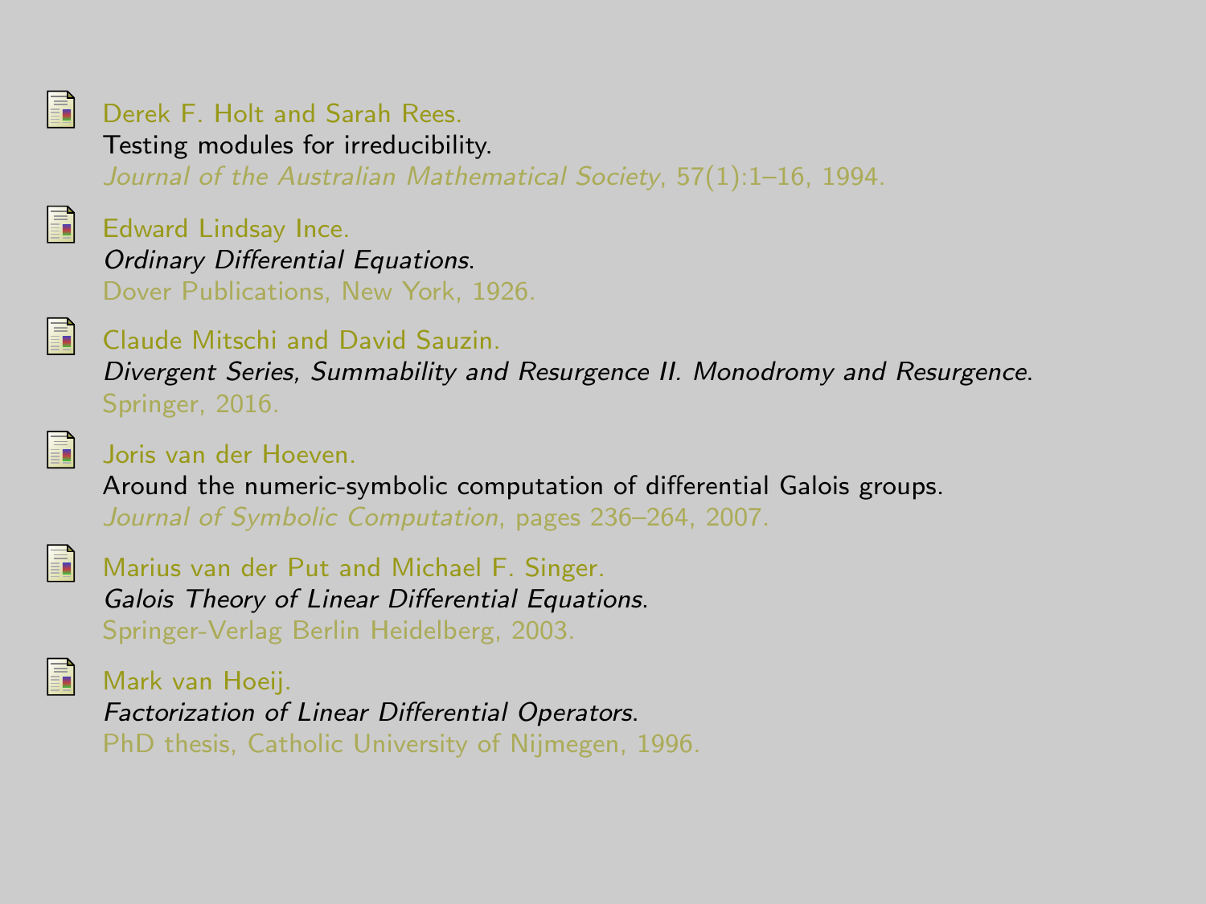- Derek F. Holt and Sarah Rees.
  Testing modules for irreducibility.
  *Journal of the Australian Mathematical Society*, 57(1):1–16, 1994.

- Edward Lindsay Ince.
  *Ordinary Differential Equations*.
  Dover Publications, New York, 1926.

- Claude Mitschi and David Sauzin.
  *Divergent Series, Summability and Resurgence II. Monodromy and Resurgence*.
  Springer, 2016.

- Joris van der Hoeven.
  Around the numeric-symbolic computation of differential Galois groups.
  *Journal of Symbolic Computation*, pages 236–264, 2007.

- Marius van der Put and Michael F. Singer.
  *Galois Theory of Linear Differential Equations*.
  Springer-Verlag Berlin Heidelberg, 2003.

- Mark van Hoeij.
  *Factorization of Linear Differential Operators*.
  PhD thesis, Catholic University of Nijmegen, 1996.